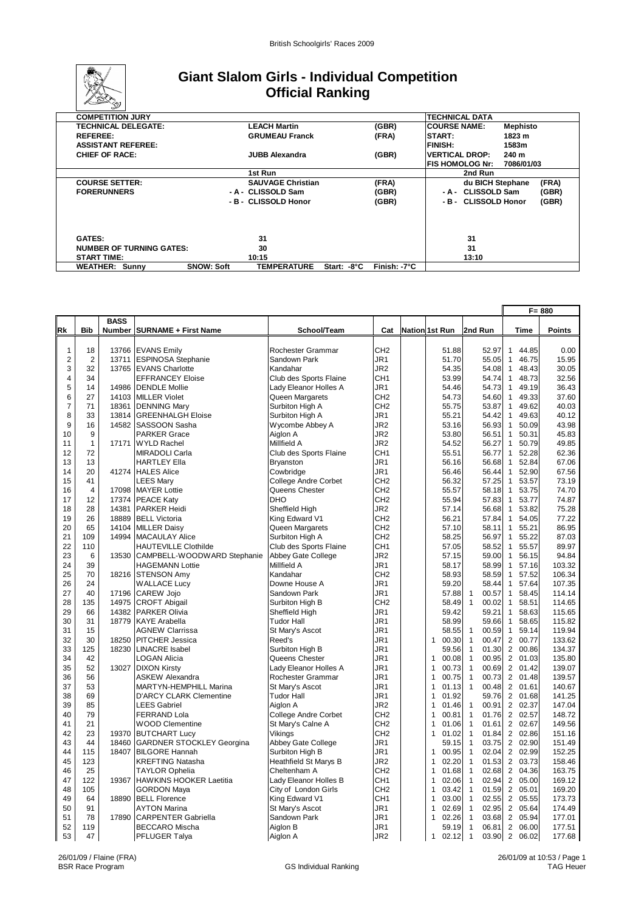# Giant Slalom Girls - Individual Competition
## Official Ranking

| COMPETITION JURY | | | TECHNICAL DATA | |
|---|---|---|---|---|
| TECHNICAL DELEGATE: | LEACH Martin | (GBR) | COURSE NAME: | Mephisto |
| REFEREE: | GRUMEAU Franck | (FRA) | START: | 1823 m |
| ASSISTANT REFEREE: | | | FINISH: | 1583m |
| CHIEF OF RACE: | JUBB Alexandra | (GBR) | VERTICAL DROP: | 240 m |
| | | | FIS HOMOLOG Nr: | 7086/01/03 |

| | 1st Run | | 2nd Run | |
|---|---|---|---|---|
| COURSE SETTER: | SAUVAGE Christian | (FRA) | du BICH Stephane | (FRA) |
| FORERUNNERS | - A - CLISSOLD Sam | (GBR) | - A - CLISSOLD Sam | (GBR) |
| | - B - CLISSOLD Honor | (GBR) | - B - CLISSOLD Honor | (GBR) |
| GATES: | 31 | | 31 | |
| NUMBER OF TURNING GATES: | 30 | | 31 | |
| START TIME: | 10:15 | | 13:10 | |

WEATHER: Sunny | SNOW: Soft | TEMPERATURE Start: -8°C Finish: -7°C

F= 880

| Rk | Bib | BASS Number | SURNAME + First Name | School/Team | Cat | Nation | 1st Run | 2nd Run | Time | Points |
|---|---|---|---|---|---|---|---|---|---|---|
| 1 | 18 | 13766 | EVANS Emily | Rochester Grammar | CH2 | | 51.88 | 52.97 | 1 44.85 | 0.00 |
| 2 | 2 | 13711 | ESPINOSA Stephanie | Sandown Park | JR1 | | 51.70 | 55.05 | 1 46.75 | 15.95 |
| 3 | 32 | 13765 | EVANS Charlotte | Kandahar | JR2 | | 54.35 | 54.08 | 1 48.43 | 30.05 |
| 4 | 34 | | EFFRANCEY Eloise | Club des Sports Flaine | CH1 | | 53.99 | 54.74 | 1 48.73 | 32.56 |
| 5 | 14 | 14986 | DENDLE Mollie | Lady Eleanor Holles A | JR1 | | 54.46 | 54.73 | 1 49.19 | 36.43 |
| 6 | 27 | 14103 | MILLER Violet | Queen Margarets | CH2 | | 54.73 | 54.60 | 1 49.33 | 37.60 |
| 7 | 71 | 18361 | DENNING Mary | Surbiton High A | CH2 | | 55.75 | 53.87 | 1 49.62 | 40.03 |
| 8 | 33 | 13814 | GREENHALGH Eloise | Surbiton High A | JR1 | | 55.21 | 54.42 | 1 49.63 | 40.12 |
| 9 | 16 | 14582 | SASSOON Sasha | Wycombe Abbey A | JR2 | | 53.16 | 56.93 | 1 50.09 | 43.98 |
| 10 | 9 | | PARKER Grace | Aiglon A | JR2 | | 53.80 | 56.51 | 1 50.31 | 45.83 |
| 11 | 1 | 17171 | WYLD Rachel | Millfield A | JR2 | | 54.52 | 56.27 | 1 50.79 | 49.85 |
| 12 | 72 | | MIRADOLI Carla | Club des Sports Flaine | CH1 | | 55.51 | 56.77 | 1 52.28 | 62.36 |
| 13 | 13 | | HARTLEY Ella | Bryanston | JR1 | | 56.16 | 56.68 | 1 52.84 | 67.06 |
| 14 | 20 | 41274 | HALES Alice | Cowbridge | JR1 | | 56.46 | 56.44 | 1 52.90 | 67.56 |
| 15 | 41 | | LEES Mary | College Andre Corbet | CH2 | | 56.32 | 57.25 | 1 53.57 | 73.19 |
| 16 | 4 | 17098 | MAYER Lottie | Queens Chester | CH2 | | 55.57 | 58.18 | 1 53.75 | 74.70 |
| 17 | 12 | 17374 | PEACE Katy | DHO | CH2 | | 55.94 | 57.83 | 1 53.77 | 74.87 |
| 18 | 28 | 14381 | PARKER Heidi | Sheffield High | JR2 | | 57.14 | 56.68 | 1 53.82 | 75.28 |
| 19 | 26 | 18889 | BELL Victoria | King Edward V1 | CH2 | | 56.21 | 57.84 | 1 54.05 | 77.22 |
| 20 | 65 | 14104 | MILLER Daisy | Queen Margarets | CH2 | | 57.10 | 58.11 | 1 55.21 | 86.95 |
| 21 | 109 | 14994 | MACAULAY Alice | Surbiton High A | CH2 | | 58.25 | 56.97 | 1 55.22 | 87.03 |
| 22 | 110 | | HAUTEVILLE Clothilde | Club des Sports Flaine | CH1 | | 57.05 | 58.52 | 1 55.57 | 89.97 |
| 23 | 6 | 13530 | CAMPBELL-WOODWARD Stephanie | Abbey Gate College | JR2 | | 57.15 | 59.00 | 1 56.15 | 94.84 |
| 24 | 39 | | HAGEMANN Lottie | Millfield A | JR1 | | 58.17 | 58.99 | 1 57.16 | 103.32 |
| 25 | 70 | 18216 | STENSON Amy | Kandahar | CH2 | | 58.93 | 58.59 | 1 57.52 | 106.34 |
| 26 | 24 | | WALLACE Lucy | Downe House A | JR1 | | 59.20 | 58.44 | 1 57.64 | 107.35 |
| 27 | 40 | 17196 | CAREW Jojo | Sandown Park | JR1 | | 57.88 | 1 00.57 | 1 58.45 | 114.14 |
| 28 | 135 | 14975 | CROFT Abigail | Surbiton High B | CH2 | | 58.49 | 1 00.02 | 1 58.51 | 114.65 |
| 29 | 66 | 14382 | PARKER Olivia | Sheffield High | JR1 | | 59.42 | 59.21 | 1 58.63 | 115.65 |
| 30 | 31 | 18779 | KAYE Arabella | Tudor Hall | JR1 | | 58.99 | 59.66 | 1 58.65 | 115.82 |
| 31 | 15 | | AGNEW Clarrissa | St Mary's Ascot | JR1 | | 58.55 | 1 00.59 | 1 59.14 | 119.94 |
| 32 | 30 | 18250 | PITCHER Jessica | Reed's | JR1 | | 1 00.30 | 1 00.47 | 2 00.77 | 133.62 |
| 33 | 125 | 18230 | LINACRE Isabel | Surbiton High B | JR1 | | 59.56 | 1 01.30 | 2 00.86 | 134.37 |
| 34 | 42 | | LOGAN Alicia | Queens Chester | JR1 | | 1 00.08 | 1 00.95 | 2 01.03 | 135.80 |
| 35 | 52 | 13027 | DIXON Kirsty | Lady Eleanor Holles A | JR1 | | 1 00.73 | 1 00.69 | 2 01.42 | 139.07 |
| 36 | 56 | | ASKEW Alexandra | Rochester Grammar | JR1 | | 1 00.75 | 1 00.73 | 2 01.48 | 139.57 |
| 37 | 53 | | MARTYN-HEMPHILL Marina | St Mary's Ascot | JR1 | | 1 01.13 | 1 00.48 | 2 01.61 | 140.67 |
| 38 | 69 | | D'ARCY CLARK Clementine | Tudor Hall | JR1 | | 1 01.92 | 59.76 | 2 01.68 | 141.25 |
| 39 | 85 | | LEES Gabriel | Aiglon A | JR2 | | 1 01.46 | 1 00.91 | 2 02.37 | 147.04 |
| 40 | 79 | | FERRAND Lola | College Andre Corbet | CH2 | | 1 00.81 | 1 01.76 | 2 02.57 | 148.72 |
| 41 | 21 | | WOOD Clementine | St Mary's Calne A | CH2 | | 1 01.06 | 1 01.61 | 2 02.67 | 149.56 |
| 42 | 23 | 19370 | BUTCHART Lucy | Vikings | CH2 | | 1 01.02 | 1 01.84 | 2 02.86 | 151.16 |
| 43 | 44 | 18460 | GARDNER STOCKLEY Georgina | Abbey Gate College | JR1 | | 59.15 | 1 03.75 | 2 02.90 | 151.49 |
| 44 | 115 | 18407 | BILGORE Hannah | Surbiton High B | JR1 | | 1 00.95 | 1 02.04 | 2 02.99 | 152.25 |
| 45 | 123 | | KREFTING Natasha | Heathfield St Marys B | JR2 | | 1 02.20 | 1 01.53 | 2 03.73 | 158.46 |
| 46 | 25 | | TAYLOR Ophelia | Cheltenham A | CH2 | | 1 01.68 | 1 02.68 | 2 04.36 | 163.75 |
| 47 | 122 | 19367 | HAWKINS HOOKER Laetitia | Lady Eleanor Holles B | CH1 | | 1 02.06 | 1 02.94 | 2 05.00 | 169.12 |
| 48 | 105 | | GORDON Maya | City of London Girls | CH2 | | 1 03.42 | 1 01.59 | 2 05.01 | 169.20 |
| 49 | 64 | 18890 | BELL Florence | King Edward V1 | CH1 | | 1 03.00 | 1 02.55 | 2 05.55 | 173.73 |
| 50 | 91 | | AYTON Marina | St Mary's Ascot | JR1 | | 1 02.69 | 1 02.95 | 2 05.64 | 174.49 |
| 51 | 78 | 17890 | CARPENTER Gabriella | Sandown Park | JR1 | | 1 02.26 | 1 03.68 | 2 05.94 | 177.01 |
| 52 | 119 | | BECCARO Mischa | Aiglon B | JR1 | | 59.19 | 1 06.81 | 2 06.00 | 177.51 |
| 53 | 47 | | PFLUGER Talya | Aiglon A | JR2 | | 1 02.12 | 1 03.90 | 2 06.02 | 177.68 |

26/01/09 / Flaine (FRA) — BSR Race Program — GS Individual Ranking — 26/01/09 at 10:53 — TAG Heuer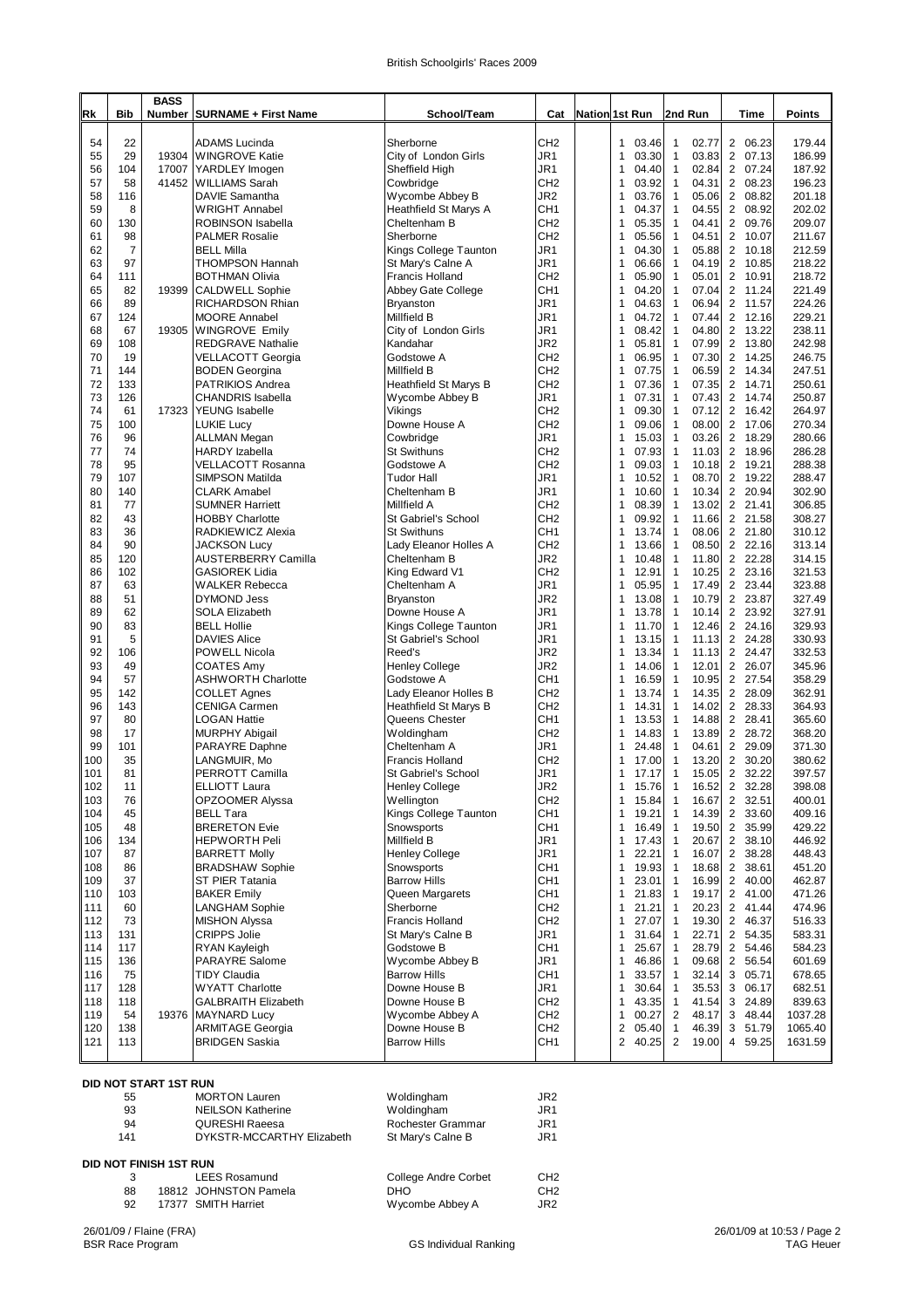British Schoolgirls' Races 2009

| Rk | Bib | BASS Number | SURNAME + First Name | School/Team | Cat | Nation | 1st Run | | 2nd Run | | Time | | Points |
|---|---|---|---|---|---|---|---|---|---|---|---|---|---|
| 54 | 22 | | ADAMS Lucinda | Sherborne | CH2 | | 1 | 03.46 | 1 | 02.77 | 2 | 06.23 | 179.44 |
| 55 | 29 | 19304 | WINGROVE Katie | City of London Girls | JR1 | | 1 | 03.30 | 1 | 03.83 | 2 | 07.13 | 186.99 |
| 56 | 104 | 17007 | YARDLEY Imogen | Sheffield High | JR1 | | 1 | 04.40 | 1 | 02.84 | 2 | 07.24 | 187.92 |
| 57 | 58 | 41452 | WILLIAMS Sarah | Cowbridge | CH2 | | 1 | 03.92 | 1 | 04.31 | 2 | 08.23 | 196.23 |
| 58 | 116 | | DAVIE Samantha | Wycombe Abbey B | JR2 | | 1 | 03.76 | 1 | 05.06 | 2 | 08.82 | 201.18 |
| 59 | 8 | | WRIGHT Annabel | Heathfield St Marys A | CH1 | | 1 | 04.37 | 1 | 04.55 | 2 | 08.92 | 202.02 |
| 60 | 130 | | ROBINSON Isabella | Cheltenham B | CH2 | | 1 | 05.35 | 1 | 04.41 | 2 | 09.76 | 209.07 |
| 61 | 98 | | PALMER Rosalie | Sherborne | CH2 | | 1 | 05.56 | 1 | 04.51 | 2 | 10.07 | 211.67 |
| 62 | 7 | | BELL Milla | Kings College Taunton | JR1 | | 1 | 04.30 | 1 | 05.88 | 2 | 10.18 | 212.59 |
| 63 | 97 | | THOMPSON Hannah | St Mary's Calne A | JR1 | | 1 | 06.66 | 1 | 04.19 | 2 | 10.85 | 218.22 |
| 64 | 111 | | BOTHMAN Olivia | Francis Holland | CH2 | | 1 | 05.90 | 1 | 05.01 | 2 | 10.91 | 218.72 |
| 65 | 82 | 19399 | CALDWELL Sophie | Abbey Gate College | CH1 | | 1 | 04.20 | 1 | 07.04 | 2 | 11.24 | 221.49 |
| 66 | 89 | | RICHARDSON Rhian | Bryanston | JR1 | | 1 | 04.63 | 1 | 06.94 | 2 | 11.57 | 224.26 |
| 67 | 124 | | MOORE Annabel | Millfield B | JR1 | | 1 | 04.72 | 1 | 07.44 | 2 | 12.16 | 229.21 |
| 68 | 67 | 19305 | WINGROVE Emily | City of London Girls | JR1 | | 1 | 08.42 | 1 | 04.80 | 2 | 13.22 | 238.11 |
| 69 | 108 | | REDGRAVE Nathalie | Kandahar | JR2 | | 1 | 05.81 | 1 | 07.99 | 2 | 13.80 | 242.98 |
| 70 | 19 | | VELLACOTT Georgia | Godstowe A | CH2 | | 1 | 06.95 | 1 | 07.30 | 2 | 14.25 | 246.75 |
| 71 | 144 | | BODEN Georgina | Millfield B | CH2 | | 1 | 07.75 | 1 | 06.59 | 2 | 14.34 | 247.51 |
| 72 | 133 | | PATRIKIOS Andrea | Heathfield St Marys B | CH2 | | 1 | 07.36 | 1 | 07.35 | 2 | 14.71 | 250.61 |
| 73 | 126 | | CHANDRIS Isabella | Wycombe Abbey B | JR1 | | 1 | 07.31 | 1 | 07.43 | 2 | 14.74 | 250.87 |
| 74 | 61 | 17323 | YEUNG Isabelle | Vikings | CH2 | | 1 | 09.30 | 1 | 07.12 | 2 | 16.42 | 264.97 |
| 75 | 100 | | LUKIE Lucy | Downe House A | CH2 | | 1 | 09.06 | 1 | 08.00 | 2 | 17.06 | 270.34 |
| 76 | 96 | | ALLMAN Megan | Cowbridge | JR1 | | 1 | 15.03 | 1 | 03.26 | 2 | 18.29 | 280.66 |
| 77 | 74 | | HARDY Izabella | St Swithuns | CH2 | | 1 | 07.93 | 1 | 11.03 | 2 | 18.96 | 286.28 |
| 78 | 95 | | VELLACOTT Rosanna | Godstowe A | CH2 | | 1 | 09.03 | 1 | 10.18 | 2 | 19.21 | 288.38 |
| 79 | 107 | | SIMPSON Matilda | Tudor Hall | JR1 | | 1 | 10.52 | 1 | 08.70 | 2 | 19.22 | 288.47 |
| 80 | 140 | | CLARK Amabel | Cheltenham B | JR1 | | 1 | 10.60 | 1 | 10.34 | 2 | 20.94 | 302.90 |
| 81 | 77 | | SUMNER Harriett | Millfield A | CH2 | | 1 | 08.39 | 1 | 13.02 | 2 | 21.41 | 306.85 |
| 82 | 43 | | HOBBY Charlotte | St Gabriel's School | CH2 | | 1 | 09.92 | 1 | 11.66 | 2 | 21.58 | 308.27 |
| 83 | 36 | | RADKIEWICZ Alexia | St Swithuns | CH1 | | 1 | 13.74 | 1 | 08.06 | 2 | 21.80 | 310.12 |
| 84 | 90 | | JACKSON Lucy | Lady Eleanor Holles A | CH2 | | 1 | 13.66 | 1 | 08.50 | 2 | 22.16 | 313.14 |
| 85 | 120 | | AUSTERBERRY Camilla | Cheltenham B | JR2 | | 1 | 10.48 | 1 | 11.80 | 2 | 22.28 | 314.15 |
| 86 | 102 | | GASIOREK Lidia | King Edward V1 | CH2 | | 1 | 12.91 | 1 | 10.25 | 2 | 23.16 | 321.53 |
| 87 | 63 | | WALKER Rebecca | Cheltenham A | JR1 | | 1 | 05.95 | 1 | 17.49 | 2 | 23.44 | 323.88 |
| 88 | 51 | | DYMOND Jess | Bryanston | JR2 | | 1 | 13.08 | 1 | 10.79 | 2 | 23.87 | 327.49 |
| 89 | 62 | | SOLA Elizabeth | Downe House A | JR1 | | 1 | 13.78 | 1 | 10.14 | 2 | 23.92 | 327.91 |
| 90 | 83 | | BELL Hollie | Kings College Taunton | JR1 | | 1 | 11.70 | 1 | 12.46 | 2 | 24.16 | 329.93 |
| 91 | 5 | | DAVIES Alice | St Gabriel's School | JR1 | | 1 | 13.15 | 1 | 11.13 | 2 | 24.28 | 330.93 |
| 92 | 106 | | POWELL Nicola | Reed's | JR2 | | 1 | 13.34 | 1 | 11.13 | 2 | 24.47 | 332.53 |
| 93 | 49 | | COATES Amy | Henley College | JR2 | | 1 | 14.06 | 1 | 12.01 | 2 | 26.07 | 345.96 |
| 94 | 57 | | ASHWORTH Charlotte | Godstowe A | CH1 | | 1 | 16.59 | 1 | 10.95 | 2 | 27.54 | 358.29 |
| 95 | 142 | | COLLET Agnes | Lady Eleanor Holles B | CH2 | | 1 | 13.74 | 1 | 14.35 | 2 | 28.09 | 362.91 |
| 96 | 143 | | CENIGA Carmen | Heathfield St Marys B | CH2 | | 1 | 14.31 | 1 | 14.02 | 2 | 28.33 | 364.93 |
| 97 | 80 | | LOGAN Hattie | Queens Chester | CH1 | | 1 | 13.53 | 1 | 14.88 | 2 | 28.41 | 365.60 |
| 98 | 17 | | MURPHY Abigail | Woldingham | CH2 | | 1 | 14.83 | 1 | 13.89 | 2 | 28.72 | 368.20 |
| 99 | 101 | | PARAYRE Daphne | Cheltenham A | JR1 | | 1 | 24.48 | 1 | 04.61 | 2 | 29.09 | 371.30 |
| 100 | 35 | | LANGMUIR, Mo | Francis Holland | CH2 | | 1 | 17.00 | 1 | 13.20 | 2 | 30.20 | 380.62 |
| 101 | 81 | | PERROTT Camilla | St Gabriel's School | JR1 | | 1 | 17.17 | 1 | 15.05 | 2 | 32.22 | 397.57 |
| 102 | 11 | | ELLIOTT Laura | Henley College | JR2 | | 1 | 15.76 | 1 | 16.52 | 2 | 32.28 | 398.08 |
| 103 | 76 | | OPZOOMER Alyssa | Wellington | CH2 | | 1 | 15.84 | 1 | 16.67 | 2 | 32.51 | 400.01 |
| 104 | 45 | | BELL Tara | Kings College Taunton | CH1 | | 1 | 19.21 | 1 | 14.39 | 2 | 33.60 | 409.16 |
| 105 | 48 | | BRERETON Evie | Snowsports | CH1 | | 1 | 16.49 | 1 | 19.50 | 2 | 35.99 | 429.22 |
| 106 | 134 | | HEPWORTH Peli | Millfield B | JR1 | | 1 | 17.43 | 1 | 20.67 | 2 | 38.10 | 446.92 |
| 107 | 87 | | BARRETT Molly | Henley College | JR1 | | 1 | 22.21 | 1 | 16.07 | 2 | 38.28 | 448.43 |
| 108 | 86 | | BRADSHAW Sophie | Snowsports | CH1 | | 1 | 19.93 | 1 | 18.68 | 2 | 38.61 | 451.20 |
| 109 | 37 | | ST PIER Tatania | Barrow Hills | CH1 | | 1 | 23.01 | 1 | 16.99 | 2 | 40.00 | 462.87 |
| 110 | 103 | | BAKER Emily | Queen Margarets | CH1 | | 1 | 21.83 | 1 | 19.17 | 2 | 41.00 | 471.26 |
| 111 | 60 | | LANGHAM Sophie | Sherborne | CH2 | | 1 | 21.21 | 1 | 20.23 | 2 | 41.44 | 474.96 |
| 112 | 73 | | MISHON Alyssa | Francis Holland | CH2 | | 1 | 27.07 | 1 | 19.30 | 2 | 46.37 | 516.33 |
| 113 | 131 | | CRIPPS Jolie | St Mary's Calne B | JR1 | | 1 | 31.64 | 1 | 22.71 | 2 | 54.35 | 583.31 |
| 114 | 117 | | RYAN Kayleigh | Godstowe B | CH1 | | 1 | 25.67 | 1 | 28.79 | 2 | 54.46 | 584.23 |
| 115 | 136 | | PARAYRE Salome | Wycombe Abbey B | JR1 | | 1 | 46.86 | 1 | 09.68 | 2 | 56.54 | 601.69 |
| 116 | 75 | | TIDY Claudia | Barrow Hills | CH1 | | 1 | 33.57 | 1 | 32.14 | 3 | 05.71 | 678.65 |
| 117 | 128 | | WYATT Charlotte | Downe House B | JR1 | | 1 | 30.64 | 1 | 35.53 | 3 | 06.17 | 682.51 |
| 118 | 118 | | GALBRAITH Elizabeth | Downe House B | CH2 | | 1 | 43.35 | 1 | 41.54 | 3 | 24.89 | 839.63 |
| 119 | 54 | 19376 | MAYNARD Lucy | Wycombe Abbey A | CH2 | | 1 | 00.27 | 2 | 48.17 | 3 | 48.44 | 1037.28 |
| 120 | 138 | | ARMITAGE Georgia | Downe House B | CH2 | | 2 | 05.40 | 1 | 46.39 | 3 | 51.79 | 1065.40 |
| 121 | 113 | | BRIDGEN Saskia | Barrow Hills | CH1 | | 2 | 40.25 | 2 | 19.00 | 4 | 59.25 | 1631.59 |

**DID NOT START 1ST RUN**

| Bib | BASS Number | SURNAME + First Name | School/Team | Cat |
|---|---|---|---|---|
| 55 | | MORTON Lauren | Woldingham | JR2 |
| 93 | | NEILSON Katherine | Woldingham | JR1 |
| 94 | | QURESHI Raeesa | Rochester Grammar | JR1 |
| 141 | | DYKSTR-MCCARTHY Elizabeth | St Mary's Calne B | JR1 |

**DID NOT FINISH 1ST RUN**

| Bib | BASS Number | SURNAME + First Name | School/Team | Cat |
|---|---|---|---|---|
| 3 | | LEES Rosamund | College Andre Corbet | CH2 |
| 88 | 18812 | JOHNSTON Pamela | DHO | CH2 |
| 92 | 17377 | SMITH Harriet | Wycombe Abbey A | JR2 |

26/01/09 / Flaine (FRA)
BSR Race Program

GS Individual Ranking

26/01/09 at 10:53 / Page 2
TAG Heuer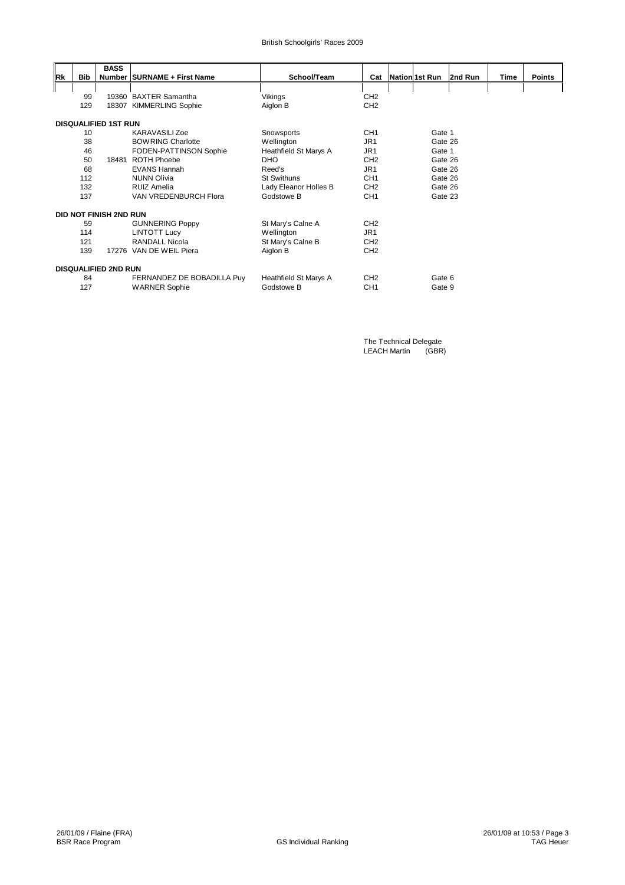| Rk | Bib | BASS Number | SURNAME + First Name | School/Team | Cat | Nation | 1st Run | 2nd Run | Time | Points |
|---|---|---|---|---|---|---|---|---|---|---|
| | 99 | 19360 | BAXTER Samantha | Vikings | CH2 | | | | | |
| | 129 | 18307 | KIMMERLING Sophie | Aiglon B | CH2 | | | | | |
| **DISQUALIFIED 1ST RUN** | | | | | | | | | | |
| | 10 | | KARAVASILI Zoe | Snowsports | CH1 | | Gate 1 | | | |
| | 38 | | BOWRING Charlotte | Wellington | JR1 | | Gate 26 | | | |
| | 46 | | FODEN-PATTINSON Sophie | Heathfield St Marys A | JR1 | | Gate 1 | | | |
| | 50 | 18481 | ROTH Phoebe | DHO | CH2 | | Gate 26 | | | |
| | 68 | | EVANS Hannah | Reed's | JR1 | | Gate 26 | | | |
| | 112 | | NUNN Olivia | St Swithuns | CH1 | | Gate 26 | | | |
| | 132 | | RUIZ Amelia | Lady Eleanor Holles B | CH2 | | Gate 26 | | | |
| | 137 | | VAN VREDENBURCH Flora | Godstowe B | CH1 | | Gate 23 | | | |
| **DID NOT FINISH 2ND RUN** | | | | | | | | | | |
| | 59 | | GUNNERING Poppy | St Mary's Calne A | CH2 | | | | | |
| | 114 | | LINTOTT Lucy | Wellington | JR1 | | | | | |
| | 121 | | RANDALL Nicola | St Mary's Calne B | CH2 | | | | | |
| | 139 | 17276 | VAN DE WEIL Piera | Aiglon B | CH2 | | | | | |
| **DISQUALIFIED 2ND RUN** | | | | | | | | | | |
| | 84 | | FERNANDEZ DE BOBADILLA Puy | Heathfield St Marys A | CH2 | | Gate 6 | | | |
| | 127 | | WARNER Sophie | Godstowe B | CH1 | | Gate 9 | | | |

The Technical Delegate
LEACH Martin (GBR)